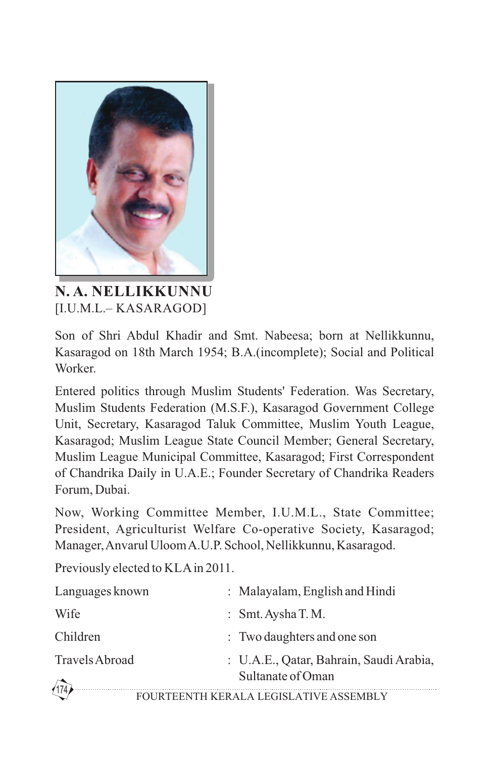## N. A. NELLIKKUNNU

[I.U.M.L.– KASARAGOD]

Son of Shri Abdul Khadir and Smt. Nabeesa; born at Nellikkunnu, Kasaragod on 18th March 1954; B.A.(incomplete); Social and Political Worker.

Entered politics through Muslim Students' Federation. Was Secretary, Muslim Students Federation (M.S.F.), Kasaragod Government College Unit, Secretary, Kasaragod Taluk Committee, Muslim Youth League, Kasaragod; Muslim League State Council Member; General Secretary, Muslim League Municipal Committee, Kasaragod; First Correspondent of Chandrika Daily in U.A.E.; Founder Secretary of Chandrika Readers Forum, Dubai.

Now, Working Committee Member, I.U.M.L., State Committee; President, Agriculturist Welfare Co-operative Society, Kasaragod; Manager, Anvarul Uloom A.U.P. School, Nellikkunnu, Kasaragod.

Previously elected to KLA in 2011.

| | |
|---|---|
| Languages known | : Malayalam, English and Hindi |
| Wife | : Smt. Aysha T. M. |
| Children | : Two daughters and one son |
| Travels Abroad | : U.A.E., Qatar, Bahrain, Saudi Arabia, Sultanate of Oman |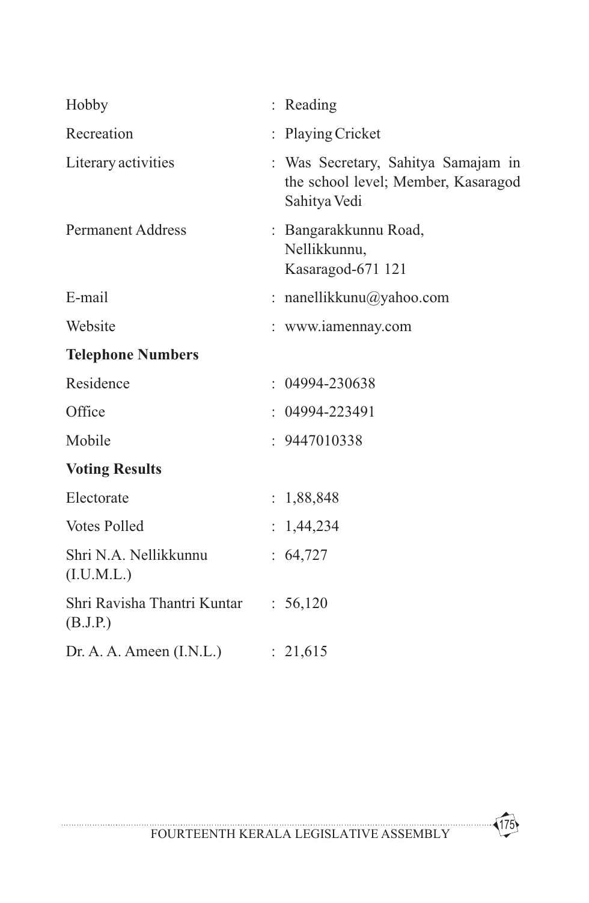| | | |
|---|---|---|
| Hobby | : | Reading |
| Recreation | : | Playing Cricket |
| Literary activities | : | Was Secretary, Sahitya Samajam in the school level; Member, Kasaragod Sahitya Vedi |
| Permanent Address | : | Bangarakkunnu Road, Nellikkunnu, Kasaragod-671 121 |
| E-mail | : | nanellikkunu@yahoo.com |
| Website | : | www.iamennay.com |

**Telephone Numbers**

| | | |
|---|---|---|
| Residence | : | 04994-230638 |
| Office | : | 04994-223491 |
| Mobile | : | 9447010338 |

**Voting Results**

| | | |
|---|---|---|
| Electorate | : | 1,88,848 |
| Votes Polled | : | 1,44,234 |
| Shri N.A. Nellikkunnu (I.U.M.L.) | : | 64,727 |
| Shri Ravisha Thantri Kuntar (B.J.P.) | : | 56,120 |
| Dr. A. A. Ameen (I.N.L.) | : | 21,615 |